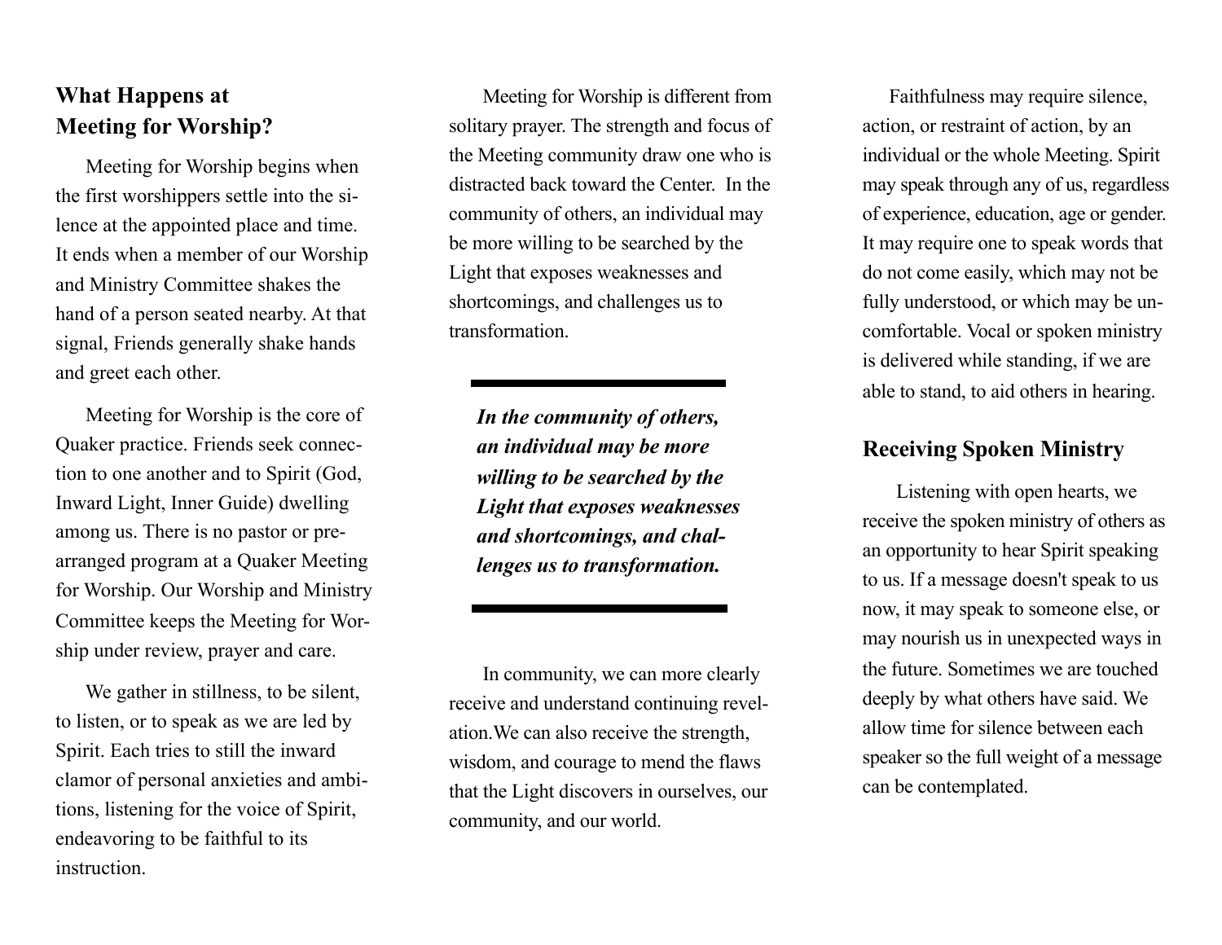## What Happens at Meeting for Worship?

Meeting for Worship begins when the first worshippers settle into the silence at the appointed place and time. It ends when a member of our Worship and Ministry Committee shakes the hand of a person seated nearby. At that signal, Friends generally shake hands and greet each other.

Meeting for Worship is the core of Quaker practice. Friends seek connection to one another and to Spirit (God, Inward Light, Inner Guide) dwelling among us. There is no pastor or prearranged program at a Quaker Meeting for Worship. Our Worship and Ministry Committee keeps the Meeting for Worship under review, prayer and care.

We gather in stillness, to be silent, to listen, or to speak as we are led by Spirit. Each tries to still the inward clamor of personal anxieties and ambitions, listening for the voice of Spirit, endeavoring to be faithful to its instruction.

Meeting for Worship is different from solitary prayer. The strength and focus of the Meeting community draw one who is distracted back toward the Center. In the community of others, an individual may be more willing to be searched by the Light that exposes weaknesses and shortcomings, and challenges us to transformation.

---

***In the community of others, an individual may be more willing to be searched by the Light that exposes weaknesses and shortcomings, and challenges us to transformation.***

---

In community, we can more clearly receive and understand continuing revelation.We can also receive the strength, wisdom, and courage to mend the flaws that the Light discovers in ourselves, our community, and our world.

Faithfulness may require silence, action, or restraint of action, by an individual or the whole Meeting. Spirit may speak through any of us, regardless of experience, education, age or gender. It may require one to speak words that do not come easily, which may not be fully understood, or which may be uncomfortable. Vocal or spoken ministry is delivered while standing, if we are able to stand, to aid others in hearing.

## Receiving Spoken Ministry

Listening with open hearts, we receive the spoken ministry of others as an opportunity to hear Spirit speaking to us. If a message doesn't speak to us now, it may speak to someone else, or may nourish us in unexpected ways in the future. Sometimes we are touched deeply by what others have said. We allow time for silence between each speaker so the full weight of a message can be contemplated.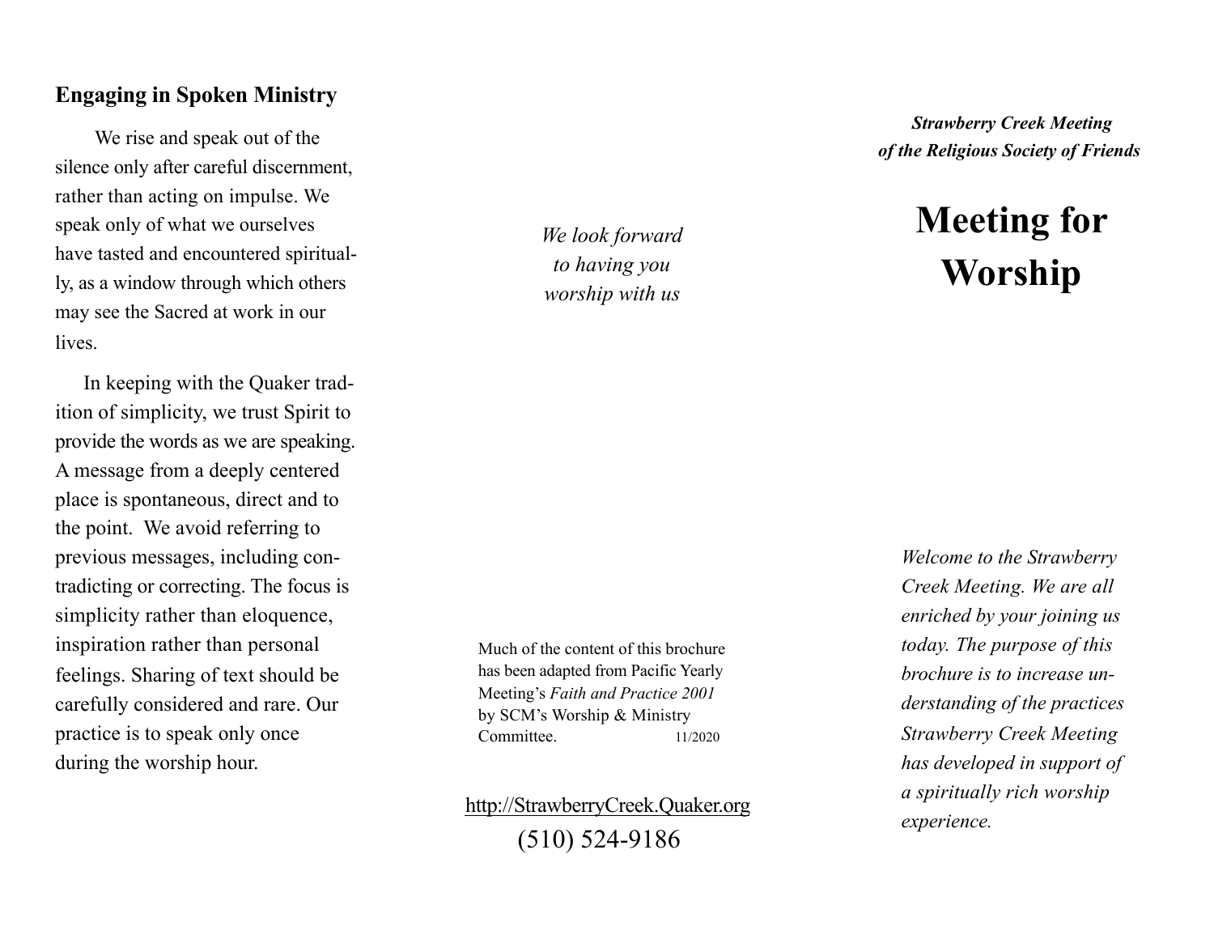## Engaging in Spoken Ministry

We rise and speak out of the silence only after careful discernment, rather than acting on impulse. We speak only of what we ourselves have tasted and encountered spiritually, as a window through which others may see the Sacred at work in our lives.

In keeping with the Quaker tradition of simplicity, we trust Spirit to provide the words as we are speaking. A message from a deeply centered place is spontaneous, direct and to the point. We avoid referring to previous messages, including contradicting or correcting. The focus is simplicity rather than eloquence, inspiration rather than personal feelings. Sharing of text should be carefully considered and rare. Our practice is to speak only once during the worship hour.

*We look forward to having you worship with us*

Much of the content of this brochure has been adapted from Pacific Yearly Meeting's *Faith and Practice 2001* by SCM's Worship & Ministry Committee. 11/2020

http://StrawberryCreek.Quaker.org

(510) 524-9186

***Strawberry Creek Meeting of the Religious Society of Friends***

# Meeting for Worship

*Welcome to the Strawberry Creek Meeting. We are all enriched by your joining us today. The purpose of this brochure is to increase understanding of the practices Strawberry Creek Meeting has developed in support of a spiritually rich worship experience.*